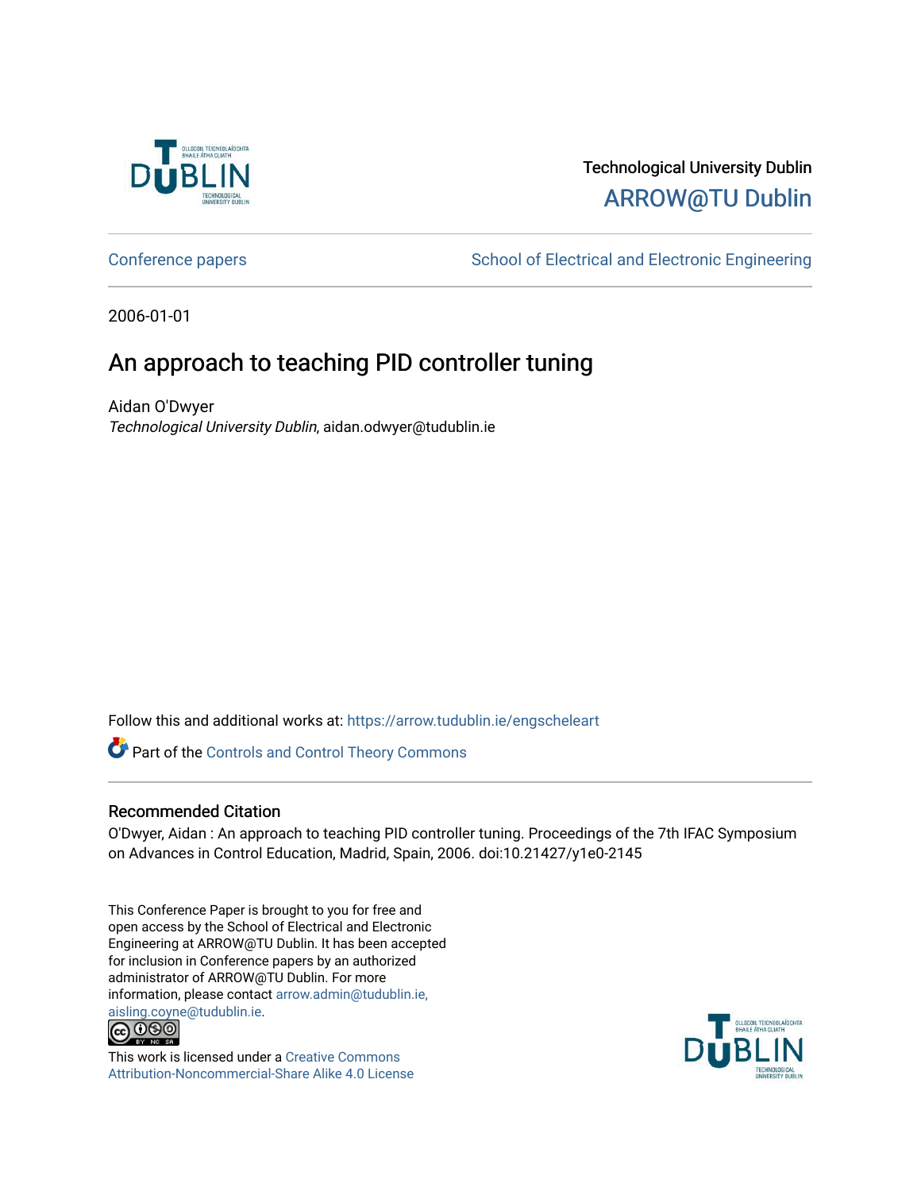Technological University Dublin

ARROW@TU Dublin

Conference papers | School of Electrical and Electronic Engineering

2006-01-01

# An approach to teaching PID controller tuning

Aidan O'Dwyer

*Technological University Dublin*, aidan.odwyer@tudublin.ie

Follow this and additional works at: https://arrow.tudublin.ie/engscheleart

Part of the Controls and Control Theory Commons

## Recommended Citation

O'Dwyer, Aidan : An approach to teaching PID controller tuning. Proceedings of the 7th IFAC Symposium on Advances in Control Education, Madrid, Spain, 2006. doi:10.21427/y1e0-2145

This Conference Paper is brought to you for free and open access by the School of Electrical and Electronic Engineering at ARROW@TU Dublin. It has been accepted for inclusion in Conference papers by an authorized administrator of ARROW@TU Dublin. For more information, please contact arrow.admin@tudublin.ie, aisling.coyne@tudublin.ie.

This work is licensed under a Creative Commons Attribution-Noncommercial-Share Alike 4.0 License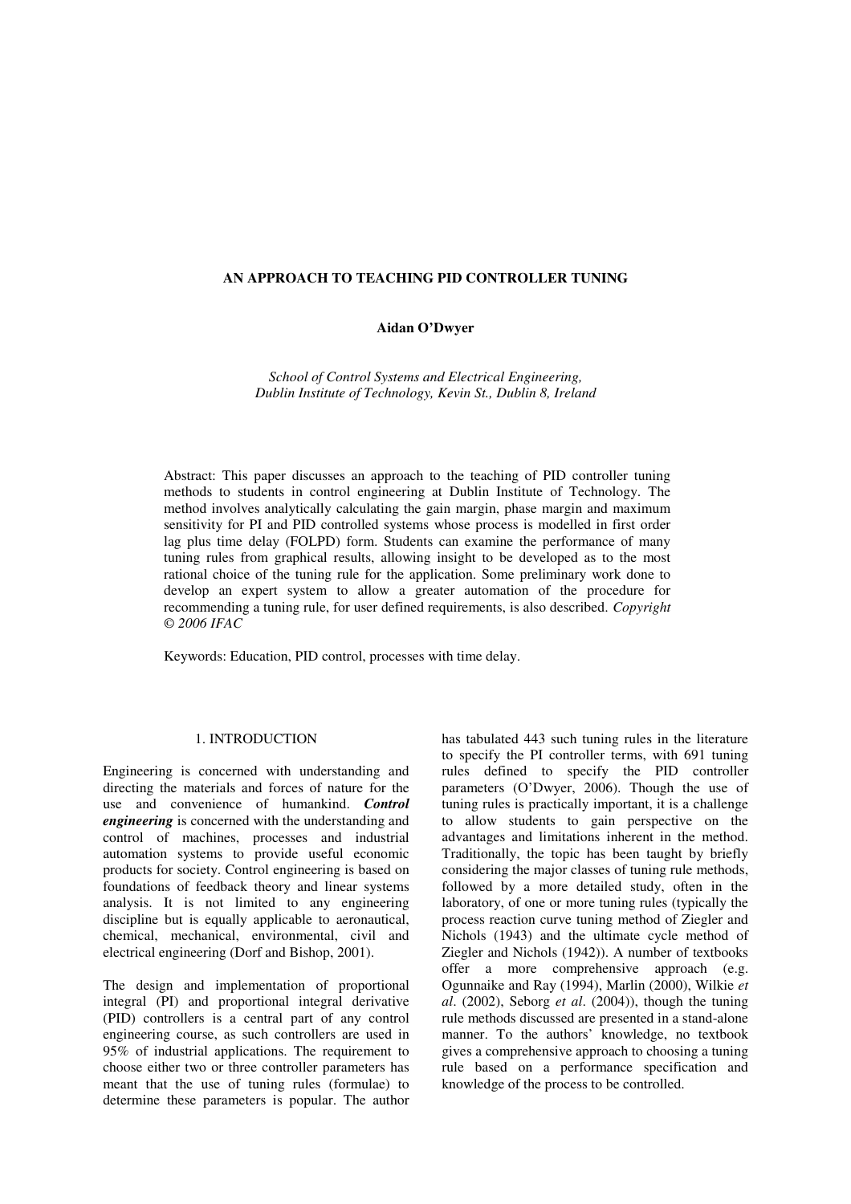# AN APPROACH TO TEACHING PID CONTROLLER TUNING

**Aidan O'Dwyer**

*School of Control Systems and Electrical Engineering,*
*Dublin Institute of Technology, Kevin St., Dublin 8, Ireland*

Abstract: This paper discusses an approach to the teaching of PID controller tuning methods to students in control engineering at Dublin Institute of Technology. The method involves analytically calculating the gain margin, phase margin and maximum sensitivity for PI and PID controlled systems whose process is modelled in first order lag plus time delay (FOLPD) form. Students can examine the performance of many tuning rules from graphical results, allowing insight to be developed as to the most rational choice of the tuning rule for the application. Some preliminary work done to develop an expert system to allow a greater automation of the procedure for recommending a tuning rule, for user defined requirements, is also described. *Copyright © 2006 IFAC*

Keywords: Education, PID control, processes with time delay.

## 1. INTRODUCTION

Engineering is concerned with understanding and directing the materials and forces of nature for the use and convenience of humankind. ***Control engineering*** is concerned with the understanding and control of machines, processes and industrial automation systems to provide useful economic products for society. Control engineering is based on foundations of feedback theory and linear systems analysis. It is not limited to any engineering discipline but is equally applicable to aeronautical, chemical, mechanical, environmental, civil and electrical engineering (Dorf and Bishop, 2001).

The design and implementation of proportional integral (PI) and proportional integral derivative (PID) controllers is a central part of any control engineering course, as such controllers are used in 95% of industrial applications. The requirement to choose either two or three controller parameters has meant that the use of tuning rules (formulae) to determine these parameters is popular. The author has tabulated 443 such tuning rules in the literature to specify the PI controller terms, with 691 tuning rules defined to specify the PID controller parameters (O'Dwyer, 2006). Though the use of tuning rules is practically important, it is a challenge to allow students to gain perspective on the advantages and limitations inherent in the method. Traditionally, the topic has been taught by briefly considering the major classes of tuning rule methods, followed by a more detailed study, often in the laboratory, of one or more tuning rules (typically the process reaction curve tuning method of Ziegler and Nichols (1943) and the ultimate cycle method of Ziegler and Nichols (1942)). A number of textbooks offer a more comprehensive approach (e.g. Ogunnaike and Ray (1994), Marlin (2000), Wilkie *et al*. (2002), Seborg *et al*. (2004)), though the tuning rule methods discussed are presented in a stand-alone manner. To the authors' knowledge, no textbook gives a comprehensive approach to choosing a tuning rule based on a performance specification and knowledge of the process to be controlled.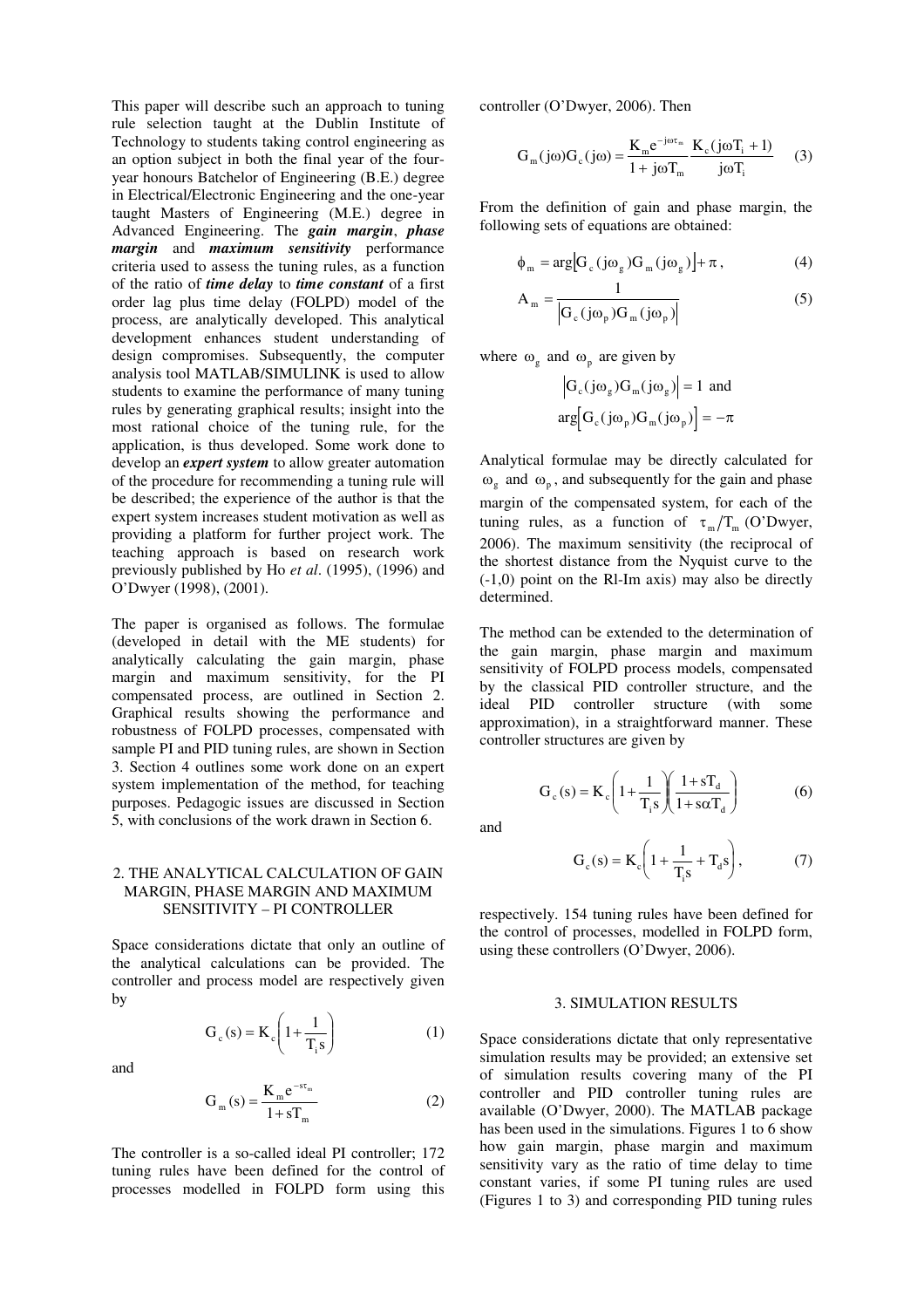This paper will describe such an approach to tuning rule selection taught at the Dublin Institute of Technology to students taking control engineering as an option subject in both the final year of the four-year honours Batchelor of Engineering (B.E.) degree in Electrical/Electronic Engineering and the one-year taught Masters of Engineering (M.E.) degree in Advanced Engineering. The ***gain margin***, ***phase margin*** and ***maximum sensitivity*** performance criteria used to assess the tuning rules, as a function of the ratio of ***time delay*** to ***time constant*** of a first order lag plus time delay (FOLPD) model of the process, are analytically developed. This analytical development enhances student understanding of design compromises. Subsequently, the computer analysis tool MATLAB/SIMULINK is used to allow students to examine the performance of many tuning rules by generating graphical results; insight into the most rational choice of the tuning rule, for the application, is thus developed. Some work done to develop an ***expert system*** to allow greater automation of the procedure for recommending a tuning rule will be described; the experience of the author is that the expert system increases student motivation as well as providing a platform for further project work. The teaching approach is based on research work previously published by Ho *et al*. (1995), (1996) and O'Dwyer (1998), (2001).

The paper is organised as follows. The formulae (developed in detail with the ME students) for analytically calculating the gain margin, phase margin and maximum sensitivity, for the PI compensated process, are outlined in Section 2. Graphical results showing the performance and robustness of FOLPD processes, compensated with sample PI and PID tuning rules, are shown in Section 3. Section 4 outlines some work done on an expert system implementation of the method, for teaching purposes. Pedagogic issues are discussed in Section 5, with conclusions of the work drawn in Section 6.

## 2. THE ANALYTICAL CALCULATION OF GAIN MARGIN, PHASE MARGIN AND MAXIMUM SENSITIVITY – PI CONTROLLER

Space considerations dictate that only an outline of the analytical calculations can be provided. The controller and process model are respectively given by

$$G_c(s) = K_c\left(1 + \frac{1}{T_i s}\right) \tag{1}$$

and

$$G_m(s) = \frac{K_m e^{-s\tau_m}}{1 + sT_m} \tag{2}$$

The controller is a so-called ideal PI controller; 172 tuning rules have been defined for the control of processes modelled in FOLPD form using this controller (O'Dwyer, 2006). Then

$$G_m(j\omega)G_c(j\omega) = \frac{K_m e^{-j\omega\tau_m}}{1 + j\omega T_m}\frac{K_c(j\omega T_i + 1)}{j\omega T_i} \tag{3}$$

From the definition of gain and phase margin, the following sets of equations are obtained:

$$\phi_m = \arg\left[G_c(j\omega_g)G_m(j\omega_g)\right] + \pi, \tag{4}$$

$$A_m = \frac{1}{\left|G_c(j\omega_p)G_m(j\omega_p)\right|} \tag{5}$$

where $\omega_g$ and $\omega_p$ are given by

$$\left|G_c(j\omega_g)G_m(j\omega_g)\right| = 1 \text{ and}$$

$$\arg\left[G_c(j\omega_p)G_m(j\omega_p)\right] = -\pi$$

Analytical formulae may be directly calculated for $\omega_g$ and $\omega_p$, and subsequently for the gain and phase margin of the compensated system, for each of the tuning rules, as a function of $\tau_m/T_m$ (O'Dwyer, 2006). The maximum sensitivity (the reciprocal of the shortest distance from the Nyquist curve to the (-1,0) point on the Rl-Im axis) may also be directly determined.

The method can be extended to the determination of the gain margin, phase margin and maximum sensitivity of FOLPD process models, compensated by the classical PID controller structure, and the ideal PID controller structure (with some approximation), in a straightforward manner. These controller structures are given by

$$G_c(s) = K_c\left(1 + \frac{1}{T_i s}\right)\left(\frac{1 + sT_d}{1 + s\alpha T_d}\right) \tag{6}$$

and

$$G_c(s) = K_c\left(1 + \frac{1}{T_i s} + T_d s\right), \tag{7}$$

respectively. 154 tuning rules have been defined for the control of processes, modelled in FOLPD form, using these controllers (O'Dwyer, 2006).

## 3. SIMULATION RESULTS

Space considerations dictate that only representative simulation results may be provided; an extensive set of simulation results covering many of the PI controller and PID controller tuning rules are available (O'Dwyer, 2000). The MATLAB package has been used in the simulations. Figures 1 to 6 show how gain margin, phase margin and maximum sensitivity vary as the ratio of time delay to time constant varies, if some PI tuning rules are used (Figures 1 to 3) and corresponding PID tuning rules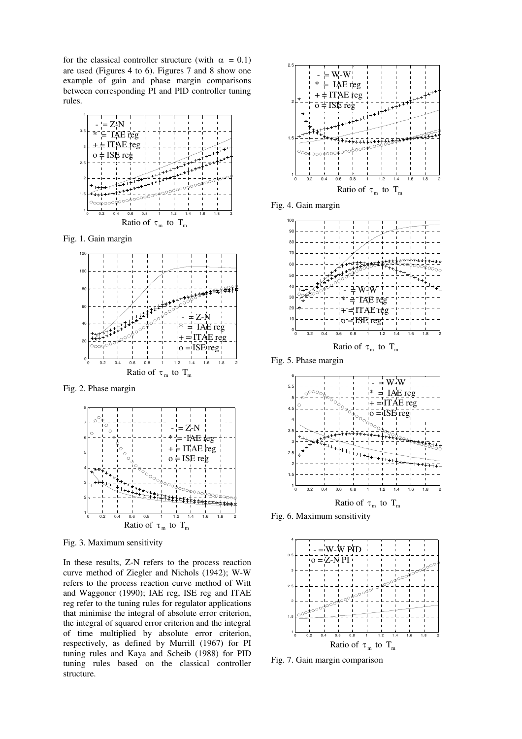for the classical controller structure (with $\alpha = 0.1$) are used (Figures 4 to 6). Figures 7 and 8 show one example of gain and phase margin comparisons between corresponding PI and PID controller tuning rules.

Fig. 1. Gain margin

Fig. 2. Phase margin

Fig. 3. Maximum sensitivity

In these results, Z-N refers to the process reaction curve method of Ziegler and Nichols (1942); W-W refers to the process reaction curve method of Witt and Waggoner (1990); IAE reg, ISE reg and ITAE reg refer to the tuning rules for regulator applications that minimise the integral of absolute error criterion, the integral of squared error criterion and the integral of time multiplied by absolute error criterion, respectively, as defined by Murrill (1967) for PI tuning rules and Kaya and Scheib (1988) for PID tuning rules based on the classical controller structure.

Fig. 4. Gain margin

Fig. 5. Phase margin

Fig. 6. Maximum sensitivity

Fig. 7. Gain margin comparison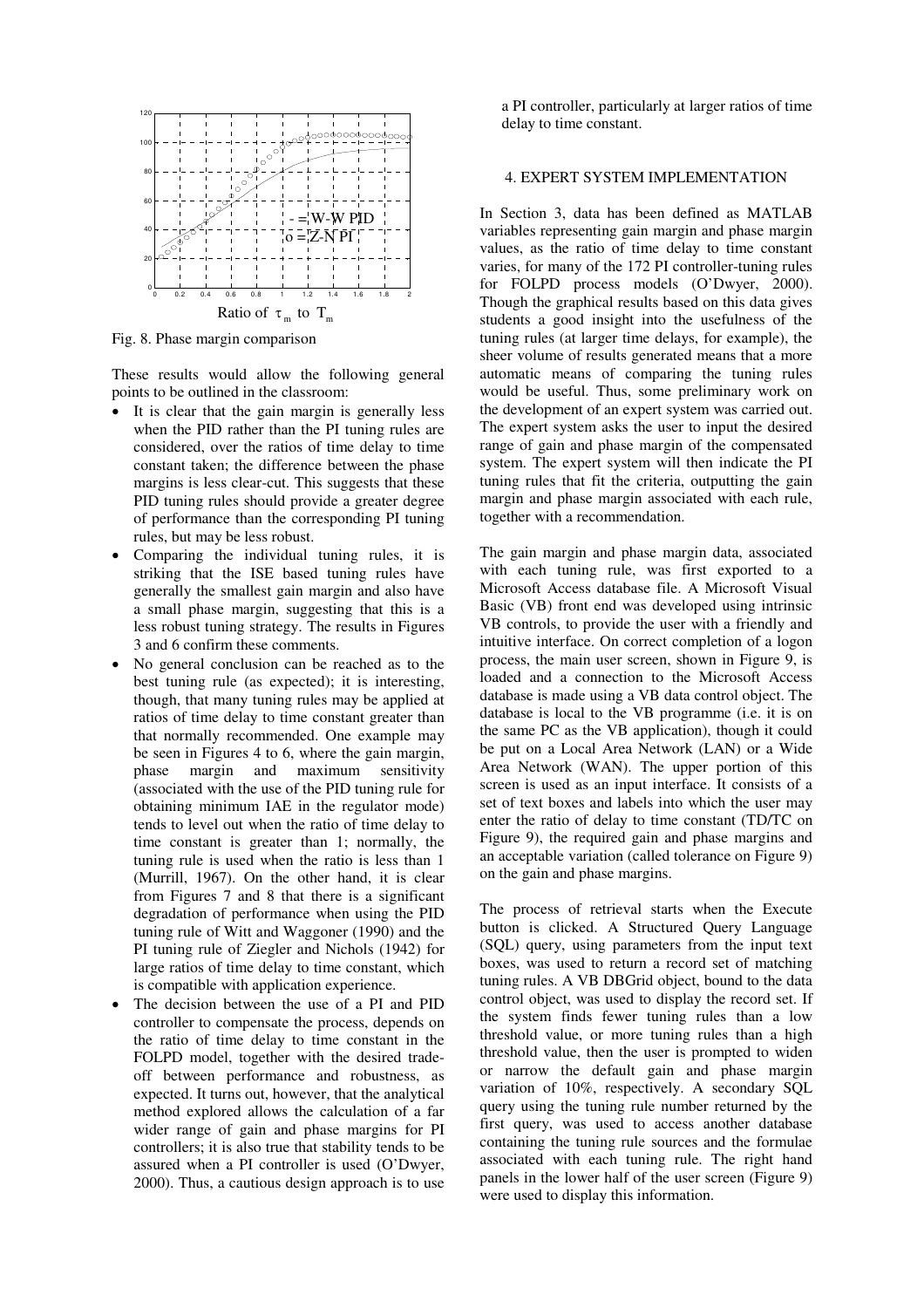Fig. 8. Phase margin comparison

These results would allow the following general points to be outlined in the classroom:

- It is clear that the gain margin is generally less when the PID rather than the PI tuning rules are considered, over the ratios of time delay to time constant taken; the difference between the phase margins is less clear-cut. This suggests that these PID tuning rules should provide a greater degree of performance than the corresponding PI tuning rules, but may be less robust.
- Comparing the individual tuning rules, it is striking that the ISE based tuning rules have generally the smallest gain margin and also have a small phase margin, suggesting that this is a less robust tuning strategy. The results in Figures 3 and 6 confirm these comments.
- No general conclusion can be reached as to the best tuning rule (as expected); it is interesting, though, that many tuning rules may be applied at ratios of time delay to time constant greater than that normally recommended. One example may be seen in Figures 4 to 6, where the gain margin, phase margin and maximum sensitivity (associated with the use of the PID tuning rule for obtaining minimum IAE in the regulator mode) tends to level out when the ratio of time delay to time constant is greater than 1; normally, the tuning rule is used when the ratio is less than 1 (Murrill, 1967). On the other hand, it is clear from Figures 7 and 8 that there is a significant degradation of performance when using the PID tuning rule of Witt and Waggoner (1990) and the PI tuning rule of Ziegler and Nichols (1942) for large ratios of time delay to time constant, which is compatible with application experience.
- The decision between the use of a PI and PID controller to compensate the process, depends on the ratio of time delay to time constant in the FOLPD model, together with the desired trade-off between performance and robustness, as expected. It turns out, however, that the analytical method explored allows the calculation of a far wider range of gain and phase margins for PI controllers; it is also true that stability tends to be assured when a PI controller is used (O'Dwyer, 2000). Thus, a cautious design approach is to use a PI controller, particularly at larger ratios of time delay to time constant.

## 4. EXPERT SYSTEM IMPLEMENTATION

In Section 3, data has been defined as MATLAB variables representing gain margin and phase margin values, as the ratio of time delay to time constant varies, for many of the 172 PI controller-tuning rules for FOLPD process models (O'Dwyer, 2000). Though the graphical results based on this data gives students a good insight into the usefulness of the tuning rules (at larger time delays, for example), the sheer volume of results generated means that a more automatic means of comparing the tuning rules would be useful. Thus, some preliminary work on the development of an expert system was carried out. The expert system asks the user to input the desired range of gain and phase margin of the compensated system. The expert system will then indicate the PI tuning rules that fit the criteria, outputting the gain margin and phase margin associated with each rule, together with a recommendation.

The gain margin and phase margin data, associated with each tuning rule, was first exported to a Microsoft Access database file. A Microsoft Visual Basic (VB) front end was developed using intrinsic VB controls, to provide the user with a friendly and intuitive interface. On correct completion of a logon process, the main user screen, shown in Figure 9, is loaded and a connection to the Microsoft Access database is made using a VB data control object. The database is local to the VB programme (i.e. it is on the same PC as the VB application), though it could be put on a Local Area Network (LAN) or a Wide Area Network (WAN). The upper portion of this screen is used as an input interface. It consists of a set of text boxes and labels into which the user may enter the ratio of delay to time constant (TD/TC on Figure 9), the required gain and phase margins and an acceptable variation (called tolerance on Figure 9) on the gain and phase margins.

The process of retrieval starts when the Execute button is clicked. A Structured Query Language (SQL) query, using parameters from the input text boxes, was used to return a record set of matching tuning rules. A VB DBGrid object, bound to the data control object, was used to display the record set. If the system finds fewer tuning rules than a low threshold value, or more tuning rules than a high threshold value, then the user is prompted to widen or narrow the default gain and phase margin variation of 10%, respectively. A secondary SQL query using the tuning rule number returned by the first query, was used to access another database containing the tuning rule sources and the formulae associated with each tuning rule. The right hand panels in the lower half of the user screen (Figure 9) were used to display this information.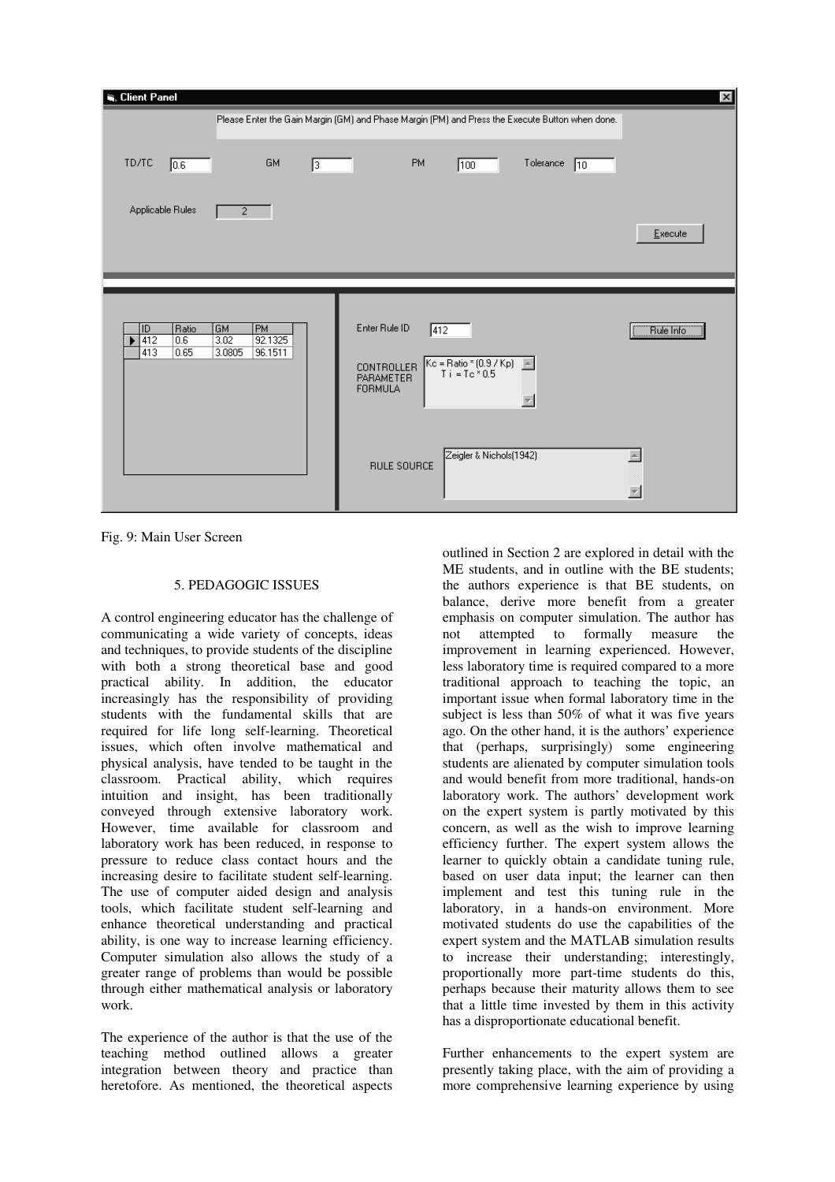Fig. 9: Main User Screen

## 5. PEDAGOGIC ISSUES

A control engineering educator has the challenge of communicating a wide variety of concepts, ideas and techniques, to provide students of the discipline with both a strong theoretical base and good practical ability. In addition, the educator increasingly has the responsibility of providing students with the fundamental skills that are required for life long self-learning. Theoretical issues, which often involve mathematical and physical analysis, have tended to be taught in the classroom. Practical ability, which requires intuition and insight, has been traditionally conveyed through extensive laboratory work. However, time available for classroom and laboratory work has been reduced, in response to pressure to reduce class contact hours and the increasing desire to facilitate student self-learning. The use of computer aided design and analysis tools, which facilitate student self-learning and enhance theoretical understanding and practical ability, is one way to increase learning efficiency. Computer simulation also allows the study of a greater range of problems than would be possible through either mathematical analysis or laboratory work.

The experience of the author is that the use of the teaching method outlined allows a greater integration between theory and practice than heretofore. As mentioned, the theoretical aspects outlined in Section 2 are explored in detail with the ME students, and in outline with the BE students; the authors experience is that BE students, on balance, derive more benefit from a greater emphasis on computer simulation. The author has not attempted to formally measure the improvement in learning experienced. However, less laboratory time is required compared to a more traditional approach to teaching the topic, an important issue when formal laboratory time in the subject is less than 50% of what it was five years ago. On the other hand, it is the authors' experience that (perhaps, surprisingly) some engineering students are alienated by computer simulation tools and would benefit from more traditional, hands-on laboratory work. The authors' development work on the expert system is partly motivated by this concern, as well as the wish to improve learning efficiency further. The expert system allows the learner to quickly obtain a candidate tuning rule, based on user data input; the learner can then implement and test this tuning rule in the laboratory, in a hands-on environment. More motivated students do use the capabilities of the expert system and the MATLAB simulation results to increase their understanding; interestingly, proportionally more part-time students do this, perhaps because their maturity allows them to see that a little time invested by them in this activity has a disproportionate educational benefit.

Further enhancements to the expert system are presently taking place, with the aim of providing a more comprehensive learning experience by using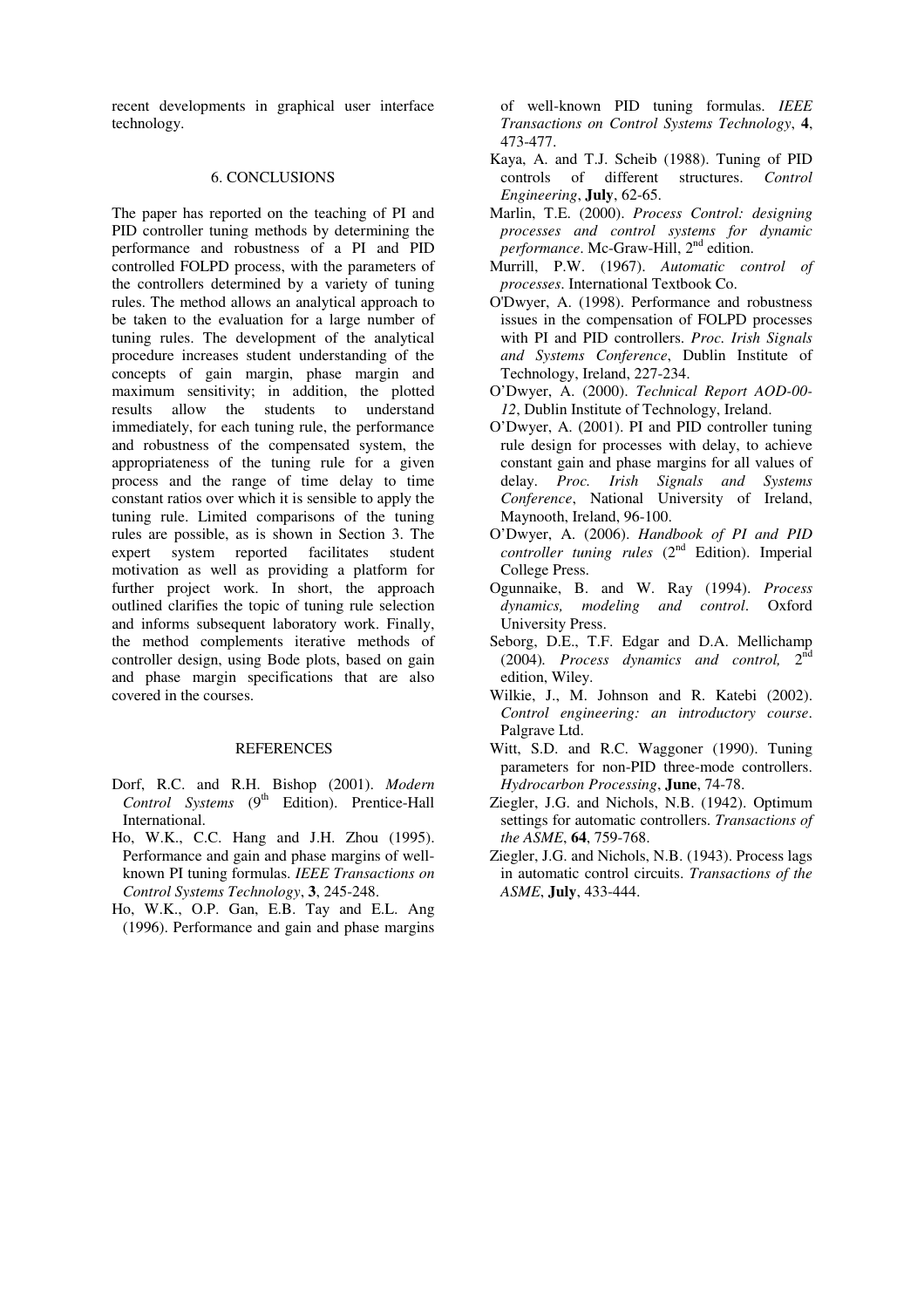recent developments in graphical user interface technology.

## 6. CONCLUSIONS

The paper has reported on the teaching of PI and PID controller tuning methods by determining the performance and robustness of a PI and PID controlled FOLPD process, with the parameters of the controllers determined by a variety of tuning rules. The method allows an analytical approach to be taken to the evaluation for a large number of tuning rules. The development of the analytical procedure increases student understanding of the concepts of gain margin, phase margin and maximum sensitivity; in addition, the plotted results allow the students to understand immediately, for each tuning rule, the performance and robustness of the compensated system, the appropriateness of the tuning rule for a given process and the range of time delay to time constant ratios over which it is sensible to apply the tuning rule. Limited comparisons of the tuning rules are possible, as is shown in Section 3. The expert system reported facilitates student motivation as well as providing a platform for further project work. In short, the approach outlined clarifies the topic of tuning rule selection and informs subsequent laboratory work. Finally, the method complements iterative methods of controller design, using Bode plots, based on gain and phase margin specifications that are also covered in the courses.

## REFERENCES

Dorf, R.C. and R.H. Bishop (2001). *Modern Control Systems* (9th Edition). Prentice-Hall International.

Ho, W.K., C.C. Hang and J.H. Zhou (1995). Performance and gain and phase margins of well-known PI tuning formulas. *IEEE Transactions on Control Systems Technology*, **3**, 245-248.

Ho, W.K., O.P. Gan, E.B. Tay and E.L. Ang (1996). Performance and gain and phase margins of well-known PID tuning formulas. *IEEE Transactions on Control Systems Technology*, **4**, 473-477.

Kaya, A. and T.J. Scheib (1988). Tuning of PID controls of different structures. *Control Engineering*, **July**, 62-65.

Marlin, T.E. (2000). *Process Control: designing processes and control systems for dynamic performance*. Mc-Graw-Hill, 2nd edition.

Murrill, P.W. (1967). *Automatic control of processes*. International Textbook Co.

O'Dwyer, A. (1998). Performance and robustness issues in the compensation of FOLPD processes with PI and PID controllers. *Proc. Irish Signals and Systems Conference*, Dublin Institute of Technology, Ireland, 227-234.

O'Dwyer, A. (2000). *Technical Report AOD-00-12*, Dublin Institute of Technology, Ireland.

O'Dwyer, A. (2001). PI and PID controller tuning rule design for processes with delay, to achieve constant gain and phase margins for all values of delay. *Proc. Irish Signals and Systems Conference*, National University of Ireland, Maynooth, Ireland, 96-100.

O'Dwyer, A. (2006). *Handbook of PI and PID controller tuning rules* (2nd Edition). Imperial College Press.

Ogunnaike, B. and W. Ray (1994). *Process dynamics, modeling and control*. Oxford University Press.

Seborg, D.E., T.F. Edgar and D.A. Mellichamp (2004). *Process dynamics and control,* 2nd edition, Wiley.

Wilkie, J., M. Johnson and R. Katebi (2002). *Control engineering: an introductory course*. Palgrave Ltd.

Witt, S.D. and R.C. Waggoner (1990). Tuning parameters for non-PID three-mode controllers. *Hydrocarbon Processing*, **June**, 74-78.

Ziegler, J.G. and Nichols, N.B. (1942). Optimum settings for automatic controllers. *Transactions of the ASME*, **64**, 759-768.

Ziegler, J.G. and Nichols, N.B. (1943). Process lags in automatic control circuits. *Transactions of the ASME*, **July**, 433-444.